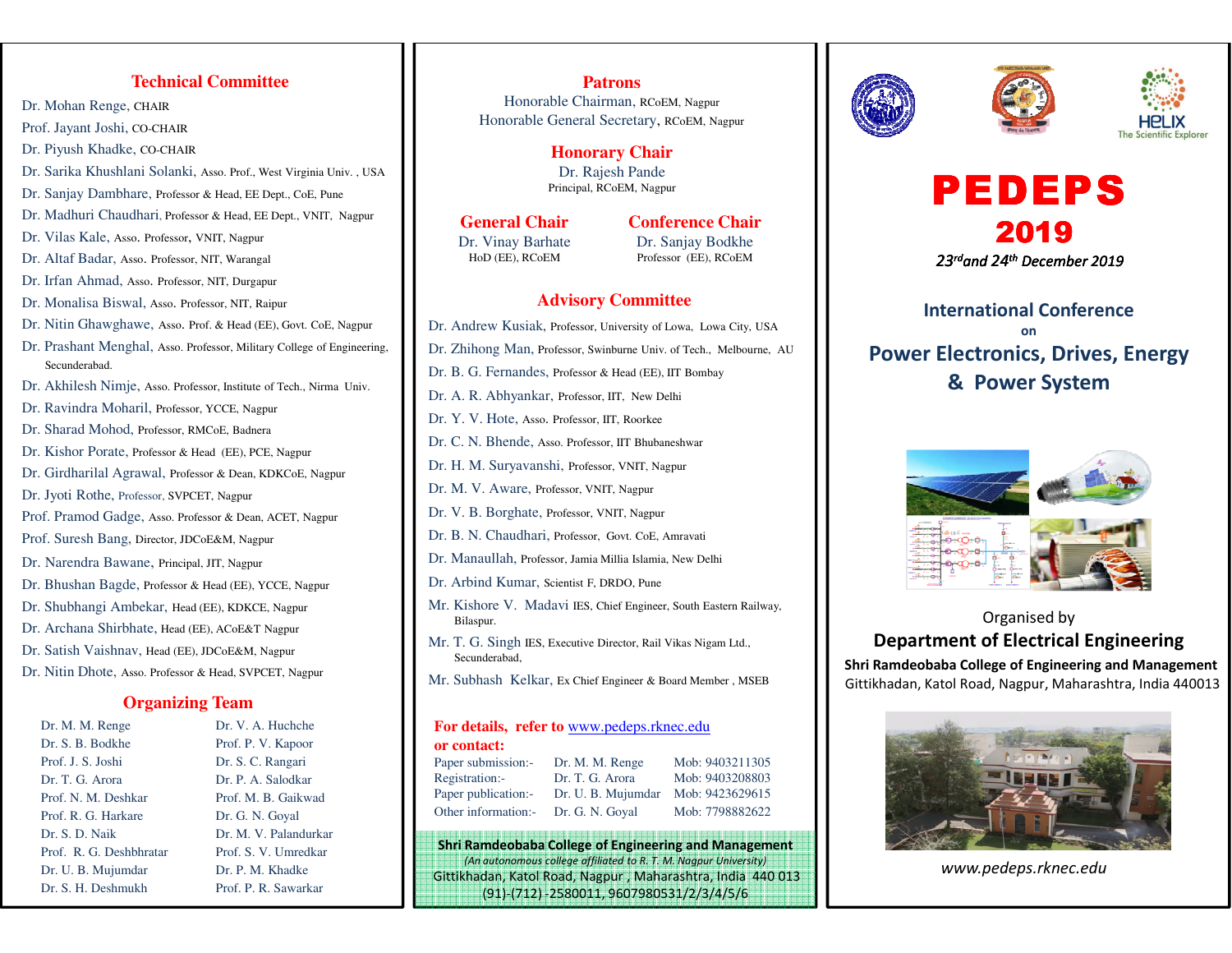## Technical Committee

Dr. Mohan Renge, CHAIR
Prof. Jayant Joshi, CO-CHAIR
Dr. Piyush Khadke, CO-CHAIR
Dr. Sarika Khushlani Solanki, Asso. Prof., West Virginia Univ. , USA
Dr. Sanjay Dambhare, Professor & Head, EE Dept., CoE, Pune
Dr. Madhuri Chaudhari, Professor & Head, EE Dept., VNIT, Nagpur
Dr. Vilas Kale, Asso. Professor, VNIT, Nagpur
Dr. Altaf Badar, Asso. Professor, NIT, Warangal
Dr. Irfan Ahmad, Asso. Professor, NIT, Durgapur
Dr. Monalisa Biswal, Asso. Professor, NIT, Raipur
Dr. Nitin Ghawghawe, Asso. Prof. & Head (EE), Govt. CoE, Nagpur
Dr. Prashant Menghal, Asso. Professor, Military College of Engineering, Secunderabad.
Dr. Akhilesh Nimje, Asso. Professor, Institute of Tech., Nirma Univ.
Dr. Ravindra Moharil, Professor, YCCE, Nagpur
Dr. Sharad Mohod, Professor, RMCoE, Badnera
Dr. Kishor Porate, Professor & Head (EE), PCE, Nagpur
Dr. Girdharilal Agrawal, Professor & Dean, KDKCoE, Nagpur
Dr. Jyoti Rothe, Professor, SVPCET, Nagpur
Prof. Pramod Gadge, Asso. Professor & Dean, ACET, Nagpur
Prof. Suresh Bang, Director, JDCoE&M, Nagpur
Dr. Narendra Bawane, Principal, JIT, Nagpur
Dr. Bhushan Bagde, Professor & Head (EE), YCCE, Nagpur
Dr. Shubhangi Ambekar, Head (EE), KDKCE, Nagpur
Dr. Archana Shirbhate, Head (EE), ACoE&T Nagpur
Dr. Satish Vaishnav, Head (EE), JDCoE&M, Nagpur
Dr. Nitin Dhote, Asso. Professor & Head, SVPCET, Nagpur

## Organizing Team

| | |
|---|---|
| Dr. M. M. Renge | Dr. V. A. Huchche |
| Dr. S. B. Bodkhe | Prof. P. V. Kapoor |
| Prof. J. S. Joshi | Dr. S. C. Rangari |
| Dr. T. G. Arora | Dr. P. A. Salodkar |
| Prof. N. M. Deshkar | Prof. M. B. Gaikwad |
| Prof. R. G. Harkare | Dr. G. N. Goyal |
| Dr. S. D. Naik | Dr. M. V. Palandurkar |
| Prof. R. G. Deshbhratar | Prof. S. V. Umredkar |
| Dr. U. B. Mujumdar | Dr. P. M. Khadke |
| Dr. S. H. Deshmukh | Prof. P. R. Sawarkar |

## Patrons

Honorable Chairman, RCoEM, Nagpur
Honorable General Secretary, RCoEM, Nagpur

## Honorary Chair

Dr. Rajesh Pande
Principal, RCoEM, Nagpur

## General Chair

Dr. Vinay Barhate
HoD (EE), RCoEM

## Conference Chair

Dr. Sanjay Bodkhe
Professor (EE), RCoEM

## Advisory Committee

Dr. Andrew Kusiak, Professor, University of Lowa, Lowa City, USA
Dr. Zhihong Man, Professor, Swinburne Univ. of Tech., Melbourne, AU
Dr. B. G. Fernandes, Professor & Head (EE), IIT Bombay
Dr. A. R. Abhyankar, Professor, IIT, New Delhi
Dr. Y. V. Hote, Asso. Professor, IIT, Roorkee
Dr. C. N. Bhende, Asso. Professor, IIT Bhubaneshwar
Dr. H. M. Suryavanshi, Professor, VNIT, Nagpur
Dr. M. V. Aware, Professor, VNIT, Nagpur
Dr. V. B. Borghate, Professor, VNIT, Nagpur
Dr. B. N. Chaudhari, Professor, Govt. CoE, Amravati
Dr. Manaullah, Professor, Jamia Millia Islamia, New Delhi
Dr. Arbind Kumar, Scientist F, DRDO, Pune
Mr. Kishore V. Madavi IES, Chief Engineer, South Eastern Railway, Bilaspur.
Mr. T. G. Singh IES, Executive Director, Rail Vikas Nigam Ltd., Secunderabad,
Mr. Subhash Kelkar, Ex Chief Engineer & Board Member , MSEB

**For details, refer to** www.pedeps.rknec.edu
**or contact:**

| | | |
|---|---|---|
| Paper submission:- | Dr. M. M. Renge | Mob: 9403211305 |
| Registration:- | Dr. T. G. Arora | Mob: 9403208803 |
| Paper publication:- | Dr. U. B. Mujumdar | Mob: 9423629615 |
| Other information:- | Dr. G. N. Goyal | Mob: 7798882622 |

**Shri Ramdeobaba College of Engineering and Management**
*(An autonomous college affiliated to R. T. M. Nagpur University)*
Gittikhadan, Katol Road, Nagpur , Maharashtra, India 440 013
(91)-(712) -2580011, 9607980531/2/3/4/5/6

HELIX The Scientific Explorer

# PEDEPS 2019

*23rd and 24th December 2019*

## International Conference on Power Electronics, Drives, Energy & Power System

Organised by
**Department of Electrical Engineering**
**Shri Ramdeobaba College of Engineering and Management**
Gittikhadan, Katol Road, Nagpur, Maharashtra, India 440013

*www.pedeps.rknec.edu*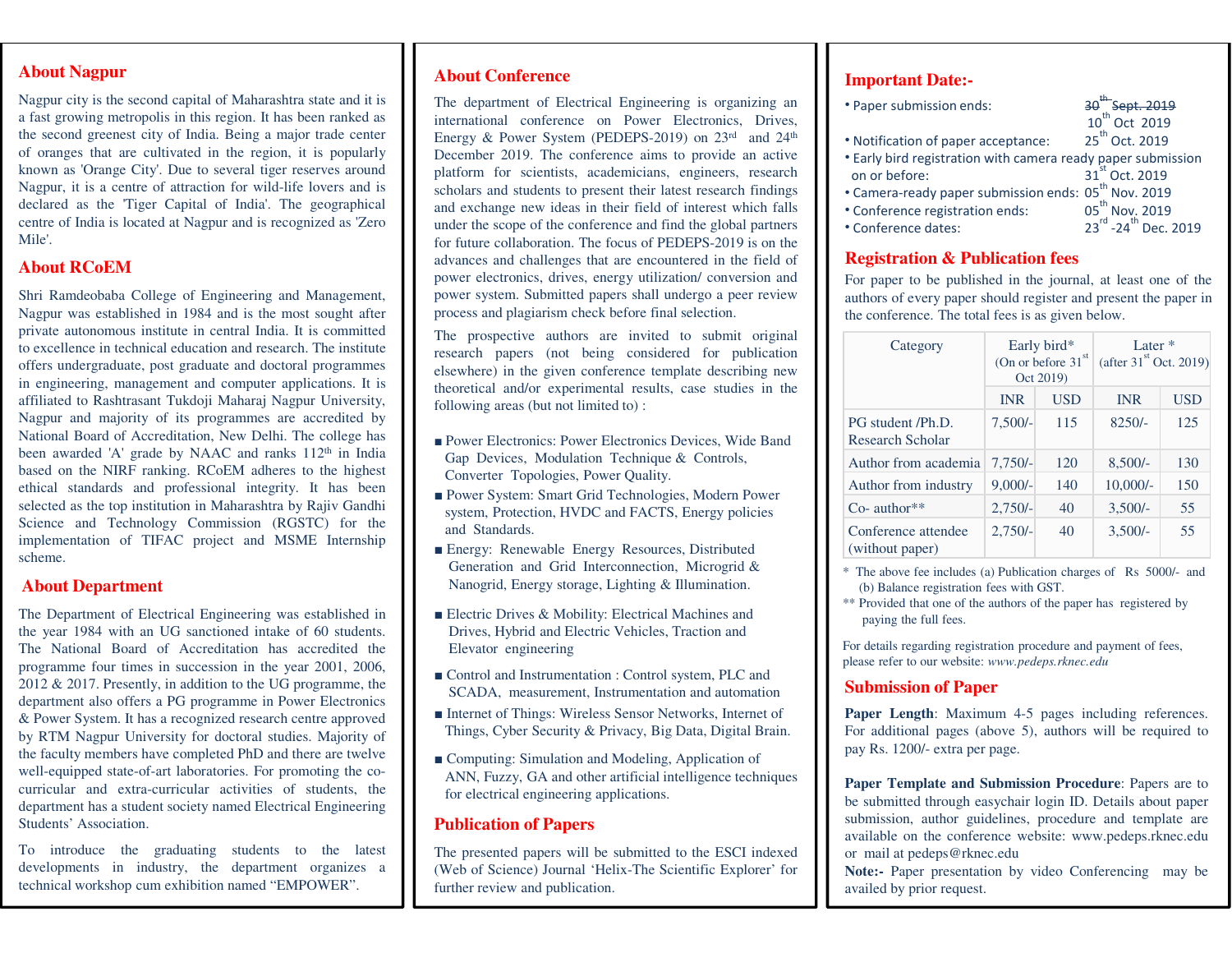## About Nagpur

Nagpur city is the second capital of Maharashtra state and it is a fast growing metropolis in this region. It has been ranked as the second greenest city of India. Being a major trade center of oranges that are cultivated in the region, it is popularly known as 'Orange City'. Due to several tiger reserves around Nagpur, it is a centre of attraction for wild-life lovers and is declared as the 'Tiger Capital of India'. The geographical centre of India is located at Nagpur and is recognized as 'Zero Mile'.

## About RCoEM

Shri Ramdeobaba College of Engineering and Management, Nagpur was established in 1984 and is the most sought after private autonomous institute in central India. It is committed to excellence in technical education and research. The institute offers undergraduate, post graduate and doctoral programmes in engineering, management and computer applications. It is affiliated to Rashtrasant Tukdoji Maharaj Nagpur University, Nagpur and majority of its programmes are accredited by National Board of Accreditation, New Delhi. The college has been awarded 'A' grade by NAAC and ranks 112th in India based on the NIRF ranking. RCoEM adheres to the highest ethical standards and professional integrity. It has been selected as the top institution in Maharashtra by Rajiv Gandhi Science and Technology Commission (RGSTC) for the implementation of TIFAC project and MSME Internship scheme.

## About Department

The Department of Electrical Engineering was established in the year 1984 with an UG sanctioned intake of 60 students. The National Board of Accreditation has accredited the programme four times in succession in the year 2001, 2006, 2012 & 2017. Presently, in addition to the UG programme, the department also offers a PG programme in Power Electronics & Power System. It has a recognized research centre approved by RTM Nagpur University for doctoral studies. Majority of the faculty members have completed PhD and there are twelve well-equipped state-of-art laboratories. For promoting the co-curricular and extra-curricular activities of students, the department has a student society named Electrical Engineering Students' Association.

To introduce the graduating students to the latest developments in industry, the department organizes a technical workshop cum exhibition named "EMPOWER".

## About Conference

The department of Electrical Engineering is organizing an international conference on Power Electronics, Drives, Energy & Power System (PEDEPS-2019) on 23rd and 24th December 2019. The conference aims to provide an active platform for scientists, academicians, engineers, research scholars and students to present their latest research findings and exchange new ideas in their field of interest which falls under the scope of the conference and find the global partners for future collaboration. The focus of PEDEPS-2019 is on the advances and challenges that are encountered in the field of power electronics, drives, energy utilization/ conversion and power system. Submitted papers shall undergo a peer review process and plagiarism check before final selection.

The prospective authors are invited to submit original research papers (not being considered for publication elsewhere) in the given conference template describing new theoretical and/or experimental results, case studies in the following areas (but not limited to) :

- Power Electronics: Power Electronics Devices, Wide Band Gap Devices, Modulation Technique & Controls, Converter Topologies, Power Quality.
- Power System: Smart Grid Technologies, Modern Power system, Protection, HVDC and FACTS, Energy policies and Standards.
- Energy: Renewable Energy Resources, Distributed Generation and Grid Interconnection, Microgrid & Nanogrid, Energy storage, Lighting & Illumination.
- Electric Drives & Mobility: Electrical Machines and Drives, Hybrid and Electric Vehicles, Traction and Elevator engineering
- Control and Instrumentation : Control system, PLC and SCADA, measurement, Instrumentation and automation
- Internet of Things: Wireless Sensor Networks, Internet of Things, Cyber Security & Privacy, Big Data, Digital Brain.
- Computing: Simulation and Modeling, Application of ANN, Fuzzy, GA and other artificial intelligence techniques for electrical engineering applications.

## Publication of Papers

The presented papers will be submitted to the ESCI indexed (Web of Science) Journal 'Helix-The Scientific Explorer' for further review and publication.

## Important Date:-

- Paper submission ends: ~~30th Sept. 2019~~ 10th Oct 2019
- Notification of paper acceptance: 25th Oct. 2019
- Early bird registration with camera ready paper submission on or before: 31st Oct. 2019
- Camera-ready paper submission ends: 05th Nov. 2019
- Conference registration ends: 05th Nov. 2019
- Conference dates: 23rd -24th Dec. 2019

## Registration & Publication fees

For paper to be published in the journal, at least one of the authors of every paper should register and present the paper in the conference. The total fees is as given below.

| Category | Early bird* (On or before 31st Oct 2019) | | Later * (after 31st Oct. 2019) | |
|---|---|---|---|---|
| | INR | USD | INR | USD |
| PG student /Ph.D. Research Scholar | 7,500/- | 115 | 8250/- | 125 |
| Author from academia | 7,750/- | 120 | 8,500/- | 130 |
| Author from industry | 9,000/- | 140 | 10,000/- | 150 |
| Co- author** | 2,750/- | 40 | 3,500/- | 55 |
| Conference attendee (without paper) | 2,750/- | 40 | 3,500/- | 55 |

\* The above fee includes (a) Publication charges of Rs 5000/- and (b) Balance registration fees with GST.

\** Provided that one of the authors of the paper has registered by paying the full fees.

For details regarding registration procedure and payment of fees, please refer to our website: *www.pedeps.rknec.edu*

## Submission of Paper

**Paper Length**: Maximum 4-5 pages including references. For additional pages (above 5), authors will be required to pay Rs. 1200/- extra per page.

**Paper Template and Submission Procedure**: Papers are to be submitted through easychair login ID. Details about paper submission, author guidelines, procedure and template are available on the conference website: www.pedeps.rknec.edu or mail at pedeps@rknec.edu

**Note:-** Paper presentation by video Conferencing may be availed by prior request.